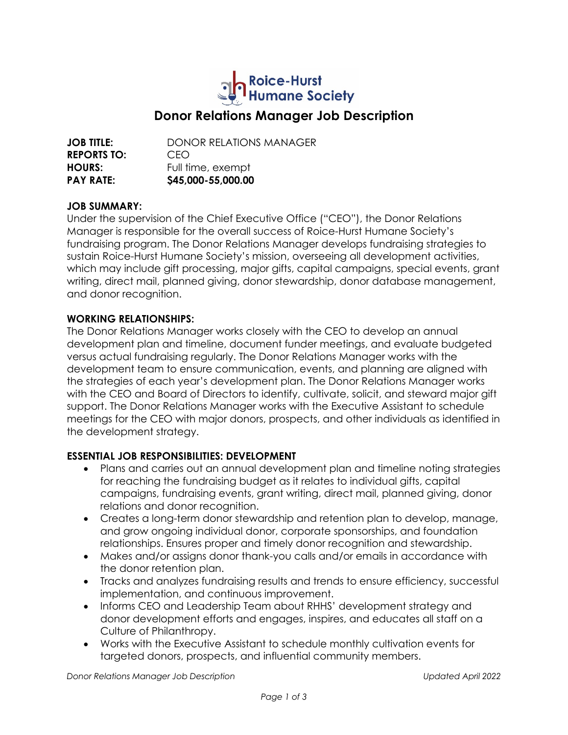Roice-Hurst Humane Society

# Donor Relations Manager Job Description

**JOB TITLE:** DONOR RELATIONS MANAGER
**REPORTS TO:** CEO
**HOURS:** Full time, exempt
**PAY RATE:** **$45,000-55,000.00**

**JOB SUMMARY:**
Under the supervision of the Chief Executive Office ("CEO"), the Donor Relations Manager is responsible for the overall success of Roice-Hurst Humane Society's fundraising program. The Donor Relations Manager develops fundraising strategies to sustain Roice-Hurst Humane Society's mission, overseeing all development activities, which may include gift processing, major gifts, capital campaigns, special events, grant writing, direct mail, planned giving, donor stewardship, donor database management, and donor recognition.

**WORKING RELATIONSHIPS:**
The Donor Relations Manager works closely with the CEO to develop an annual development plan and timeline, document funder meetings, and evaluate budgeted versus actual fundraising regularly. The Donor Relations Manager works with the development team to ensure communication, events, and planning are aligned with the strategies of each year's development plan. The Donor Relations Manager works with the CEO and Board of Directors to identify, cultivate, solicit, and steward major gift support. The Donor Relations Manager works with the Executive Assistant to schedule meetings for the CEO with major donors, prospects, and other individuals as identified in the development strategy.

**ESSENTIAL JOB RESPONSIBILITIES: DEVELOPMENT**

- Plans and carries out an annual development plan and timeline noting strategies for reaching the fundraising budget as it relates to individual gifts, capital campaigns, fundraising events, grant writing, direct mail, planned giving, donor relations and donor recognition.
- Creates a long-term donor stewardship and retention plan to develop, manage, and grow ongoing individual donor, corporate sponsorships, and foundation relationships. Ensures proper and timely donor recognition and stewardship.
- Makes and/or assigns donor thank-you calls and/or emails in accordance with the donor retention plan.
- Tracks and analyzes fundraising results and trends to ensure efficiency, successful implementation, and continuous improvement.
- Informs CEO and Leadership Team about RHHS' development strategy and donor development efforts and engages, inspires, and educates all staff on a Culture of Philanthropy.
- Works with the Executive Assistant to schedule monthly cultivation events for targeted donors, prospects, and influential community members.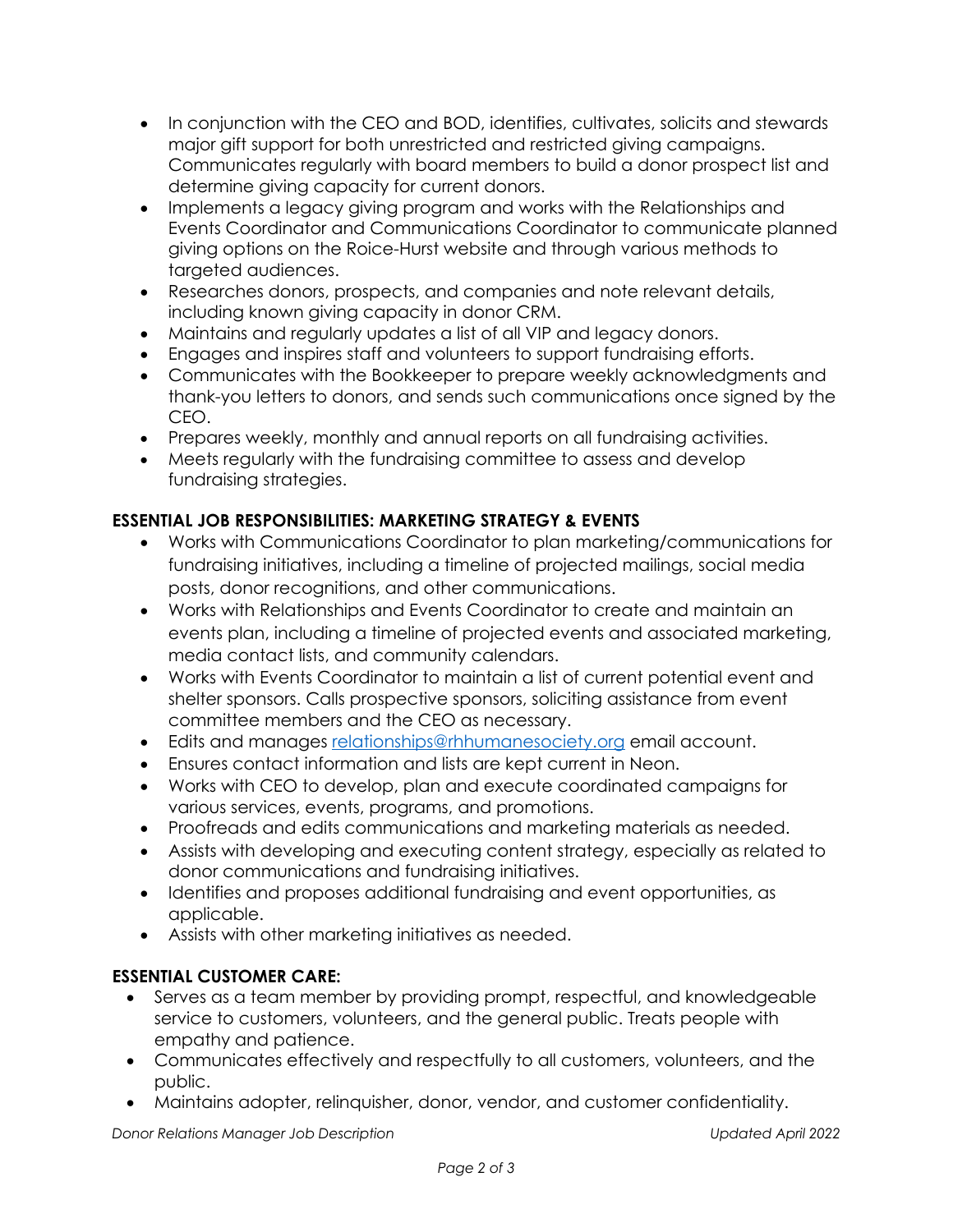- In conjunction with the CEO and BOD, identifies, cultivates, solicits and stewards major gift support for both unrestricted and restricted giving campaigns. Communicates regularly with board members to build a donor prospect list and determine giving capacity for current donors.
- Implements a legacy giving program and works with the Relationships and Events Coordinator and Communications Coordinator to communicate planned giving options on the Roice-Hurst website and through various methods to targeted audiences.
- Researches donors, prospects, and companies and note relevant details, including known giving capacity in donor CRM.
- Maintains and regularly updates a list of all VIP and legacy donors.
- Engages and inspires staff and volunteers to support fundraising efforts.
- Communicates with the Bookkeeper to prepare weekly acknowledgments and thank-you letters to donors, and sends such communications once signed by the CEO.
- Prepares weekly, monthly and annual reports on all fundraising activities.
- Meets regularly with the fundraising committee to assess and develop fundraising strategies.

**ESSENTIAL JOB RESPONSIBILITIES: MARKETING STRATEGY & EVENTS**

- Works with Communications Coordinator to plan marketing/communications for fundraising initiatives, including a timeline of projected mailings, social media posts, donor recognitions, and other communications.
- Works with Relationships and Events Coordinator to create and maintain an events plan, including a timeline of projected events and associated marketing, media contact lists, and community calendars.
- Works with Events Coordinator to maintain a list of current potential event and shelter sponsors. Calls prospective sponsors, soliciting assistance from event committee members and the CEO as necessary.
- Edits and manages [relationships@rhhumanesociety.org](mailto:relationships@rhhumanesociety.org) email account.
- Ensures contact information and lists are kept current in Neon.
- Works with CEO to develop, plan and execute coordinated campaigns for various services, events, programs, and promotions.
- Proofreads and edits communications and marketing materials as needed.
- Assists with developing and executing content strategy, especially as related to donor communications and fundraising initiatives.
- Identifies and proposes additional fundraising and event opportunities, as applicable.
- Assists with other marketing initiatives as needed.

**ESSENTIAL CUSTOMER CARE:**

- Serves as a team member by providing prompt, respectful, and knowledgeable service to customers, volunteers, and the general public. Treats people with empathy and patience.
- Communicates effectively and respectfully to all customers, volunteers, and the public.
- Maintains adopter, relinquisher, donor, vendor, and customer confidentiality.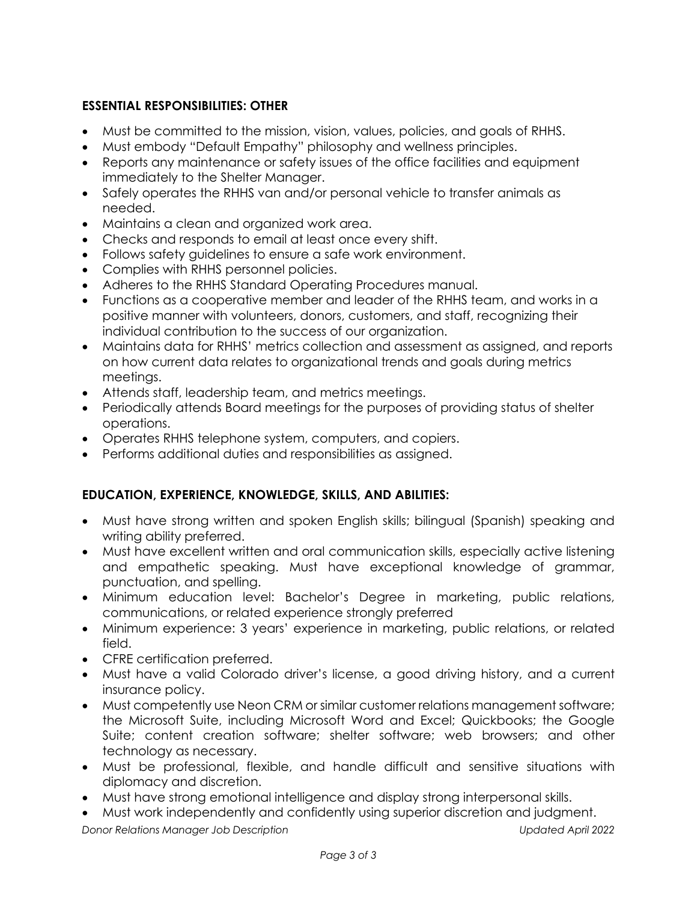### ESSENTIAL RESPONSIBILITIES: OTHER

- Must be committed to the mission, vision, values, policies, and goals of RHHS.
- Must embody "Default Empathy" philosophy and wellness principles.
- Reports any maintenance or safety issues of the office facilities and equipment immediately to the Shelter Manager.
- Safely operates the RHHS van and/or personal vehicle to transfer animals as needed.
- Maintains a clean and organized work area.
- Checks and responds to email at least once every shift.
- Follows safety guidelines to ensure a safe work environment.
- Complies with RHHS personnel policies.
- Adheres to the RHHS Standard Operating Procedures manual.
- Functions as a cooperative member and leader of the RHHS team, and works in a positive manner with volunteers, donors, customers, and staff, recognizing their individual contribution to the success of our organization.
- Maintains data for RHHS' metrics collection and assessment as assigned, and reports on how current data relates to organizational trends and goals during metrics meetings.
- Attends staff, leadership team, and metrics meetings.
- Periodically attends Board meetings for the purposes of providing status of shelter operations.
- Operates RHHS telephone system, computers, and copiers.
- Performs additional duties and responsibilities as assigned.

### EDUCATION, EXPERIENCE, KNOWLEDGE, SKILLS, AND ABILITIES:

- Must have strong written and spoken English skills; bilingual (Spanish) speaking and writing ability preferred.
- Must have excellent written and oral communication skills, especially active listening and empathetic speaking. Must have exceptional knowledge of grammar, punctuation, and spelling.
- Minimum education level: Bachelor's Degree in marketing, public relations, communications, or related experience strongly preferred
- Minimum experience: 3 years' experience in marketing, public relations, or related field.
- CFRE certification preferred.
- Must have a valid Colorado driver's license, a good driving history, and a current insurance policy.
- Must competently use Neon CRM or similar customer relations management software; the Microsoft Suite, including Microsoft Word and Excel; Quickbooks; the Google Suite; content creation software; shelter software; web browsers; and other technology as necessary.
- Must be professional, flexible, and handle difficult and sensitive situations with diplomacy and discretion.
- Must have strong emotional intelligence and display strong interpersonal skills.
- Must work independently and confidently using superior discretion and judgment.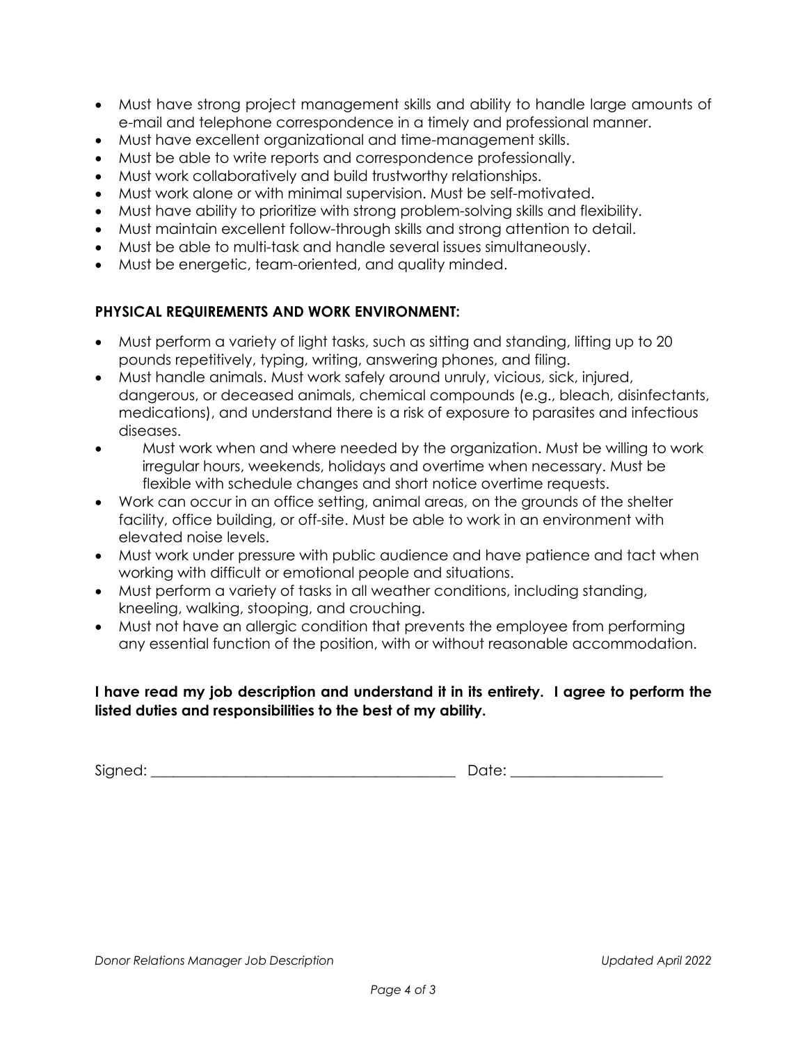- Must have strong project management skills and ability to handle large amounts of e-mail and telephone correspondence in a timely and professional manner.
- Must have excellent organizational and time-management skills.
- Must be able to write reports and correspondence professionally.
- Must work collaboratively and build trustworthy relationships.
- Must work alone or with minimal supervision. Must be self-motivated.
- Must have ability to prioritize with strong problem-solving skills and flexibility.
- Must maintain excellent follow-through skills and strong attention to detail.
- Must be able to multi-task and handle several issues simultaneously.
- Must be energetic, team-oriented, and quality minded.

**PHYSICAL REQUIREMENTS AND WORK ENVIRONMENT:**

- Must perform a variety of light tasks, such as sitting and standing, lifting up to 20 pounds repetitively, typing, writing, answering phones, and filing.
- Must handle animals. Must work safely around unruly, vicious, sick, injured, dangerous, or deceased animals, chemical compounds (e.g., bleach, disinfectants, medications), and understand there is a risk of exposure to parasites and infectious diseases.
- Must work when and where needed by the organization. Must be willing to work irregular hours, weekends, holidays and overtime when necessary. Must be flexible with schedule changes and short notice overtime requests.
- Work can occur in an office setting, animal areas, on the grounds of the shelter facility, office building, or off-site. Must be able to work in an environment with elevated noise levels.
- Must work under pressure with public audience and have patience and tact when working with difficult or emotional people and situations.
- Must perform a variety of tasks in all weather conditions, including standing, kneeling, walking, stooping, and crouching.
- Must not have an allergic condition that prevents the employee from performing any essential function of the position, with or without reasonable accommodation.

**I have read my job description and understand it in its entirety. I agree to perform the listed duties and responsibilities to the best of my ability.**

Signed: ___________________________________________ Date: ____________________